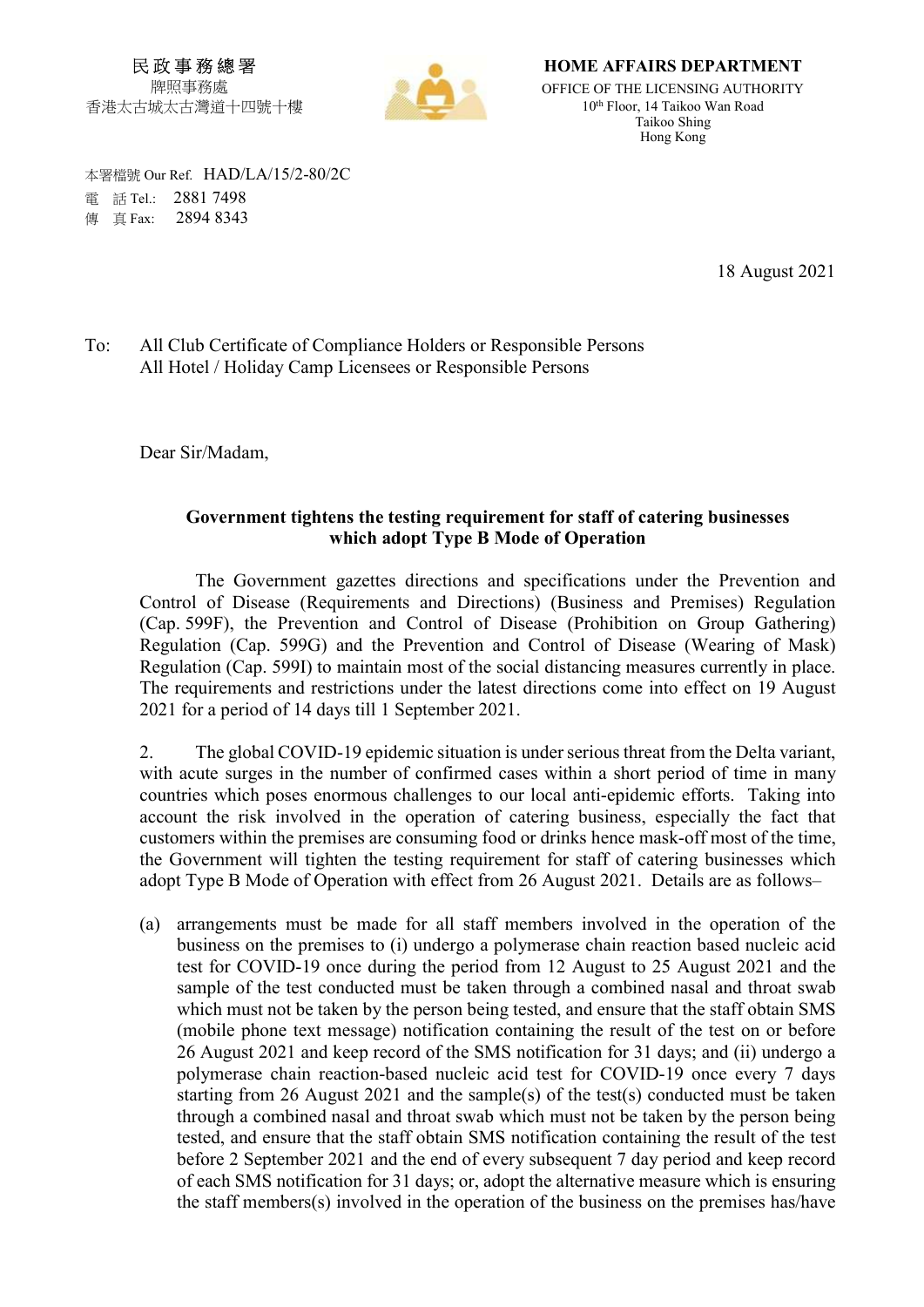民政事務總署
牌照事務處
香港太古城太古灣道十四號十樓

**HOME AFFAIRS DEPARTMENT**
OFFICE OF THE LICENSING AUTHORITY
10th Floor, 14 Taikoo Wan Road
Taikoo Shing
Hong Kong

本署檔號 Our Ref. HAD/LA/15/2-80/2C
電 話 Tel.: 2881 7498
傳 真 Fax: 2894 8343

18 August 2021

To: All Club Certificate of Compliance Holders or Responsible Persons
All Hotel / Holiday Camp Licensees or Responsible Persons

Dear Sir/Madam,

**Government tightens the testing requirement for staff of catering businesses which adopt Type B Mode of Operation**

The Government gazettes directions and specifications under the Prevention and Control of Disease (Requirements and Directions) (Business and Premises) Regulation (Cap. 599F), the Prevention and Control of Disease (Prohibition on Group Gathering) Regulation (Cap. 599G) and the Prevention and Control of Disease (Wearing of Mask) Regulation (Cap. 599I) to maintain most of the social distancing measures currently in place. The requirements and restrictions under the latest directions come into effect on 19 August 2021 for a period of 14 days till 1 September 2021.

2. The global COVID-19 epidemic situation is under serious threat from the Delta variant, with acute surges in the number of confirmed cases within a short period of time in many countries which poses enormous challenges to our local anti-epidemic efforts. Taking into account the risk involved in the operation of catering business, especially the fact that customers within the premises are consuming food or drinks hence mask-off most of the time, the Government will tighten the testing requirement for staff of catering businesses which adopt Type B Mode of Operation with effect from 26 August 2021. Details are as follows–

(a) arrangements must be made for all staff members involved in the operation of the business on the premises to (i) undergo a polymerase chain reaction based nucleic acid test for COVID-19 once during the period from 12 August to 25 August 2021 and the sample of the test conducted must be taken through a combined nasal and throat swab which must not be taken by the person being tested, and ensure that the staff obtain SMS (mobile phone text message) notification containing the result of the test on or before 26 August 2021 and keep record of the SMS notification for 31 days; and (ii) undergo a polymerase chain reaction-based nucleic acid test for COVID-19 once every 7 days starting from 26 August 2021 and the sample(s) of the test(s) conducted must be taken through a combined nasal and throat swab which must not be taken by the person being tested, and ensure that the staff obtain SMS notification containing the result of the test before 2 September 2021 and the end of every subsequent 7 day period and keep record of each SMS notification for 31 days; or, adopt the alternative measure which is ensuring the staff members(s) involved in the operation of the business on the premises has/have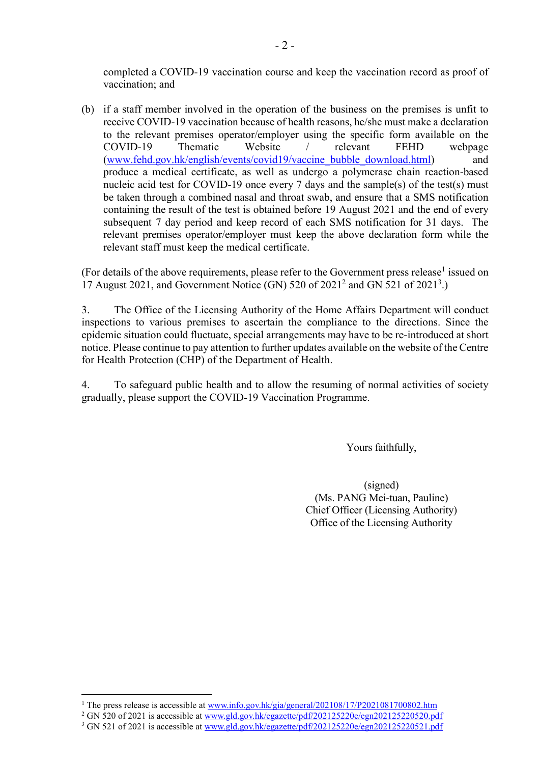completed a COVID-19 vaccination course and keep the vaccination record as proof of vaccination; and

(b) if a staff member involved in the operation of the business on the premises is unfit to receive COVID-19 vaccination because of health reasons, he/she must make a declaration to the relevant premises operator/employer using the specific form available on the COVID-19 Thematic Website / relevant FEHD webpage (www.fehd.gov.hk/english/events/covid19/vaccine_bubble_download.html) and produce a medical certificate, as well as undergo a polymerase chain reaction-based nucleic acid test for COVID-19 once every 7 days and the sample(s) of the test(s) must be taken through a combined nasal and throat swab, and ensure that a SMS notification containing the result of the test is obtained before 19 August 2021 and the end of every subsequent 7 day period and keep record of each SMS notification for 31 days. The relevant premises operator/employer must keep the above declaration form while the relevant staff must keep the medical certificate.

(For details of the above requirements, please refer to the Government press release[1] issued on 17 August 2021, and Government Notice (GN) 520 of 2021[2] and GN 521 of 2021[3].)

3. The Office of the Licensing Authority of the Home Affairs Department will conduct inspections to various premises to ascertain the compliance to the directions. Since the epidemic situation could fluctuate, special arrangements may have to be re-introduced at short notice. Please continue to pay attention to further updates available on the website of the Centre for Health Protection (CHP) of the Department of Health.

4. To safeguard public health and to allow the resuming of normal activities of society gradually, please support the COVID-19 Vaccination Programme.

Yours faithfully,

(signed)
(Ms. PANG Mei-tuan, Pauline)
Chief Officer (Licensing Authority)
Office of the Licensing Authority

---

[1] The press release is accessible at www.info.gov.hk/gia/general/202108/17/P2021081700802.htm

[2] GN 520 of 2021 is accessible at www.gld.gov.hk/egazette/pdf/202125220e/egn202125220520.pdf

[3] GN 521 of 2021 is accessible at www.gld.gov.hk/egazette/pdf/202125220e/egn202125220521.pdf